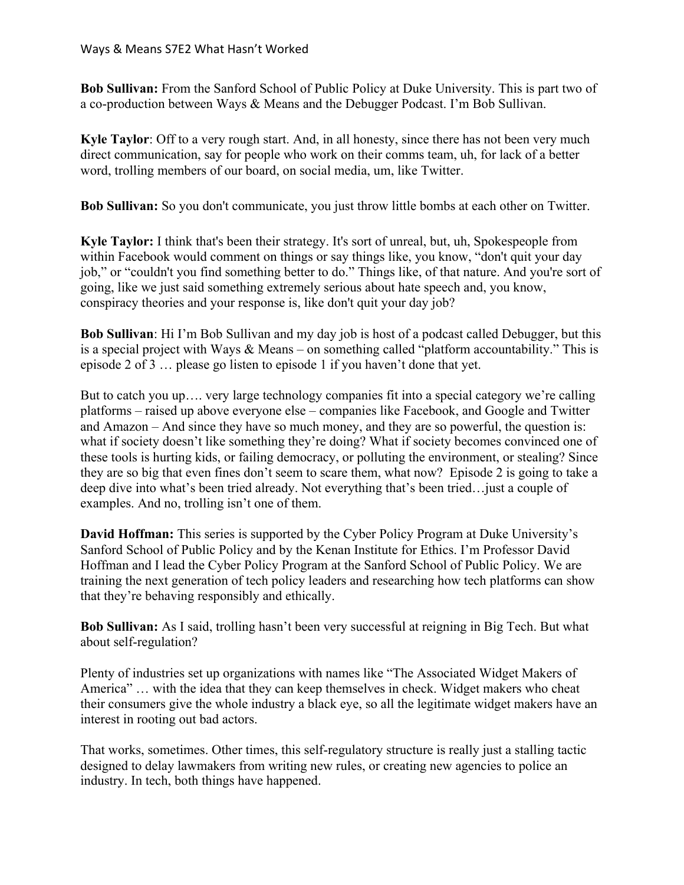**Bob Sullivan:** From the Sanford School of Public Policy at Duke University. This is part two of a co-production between Ways & Means and the Debugger Podcast. I'm Bob Sullivan.

**Kyle Taylor**: Off to a very rough start. And, in all honesty, since there has not been very much direct communication, say for people who work on their comms team, uh, for lack of a better word, trolling members of our board, on social media, um, like Twitter.

**Bob Sullivan:** So you don't communicate, you just throw little bombs at each other on Twitter.

**Kyle Taylor:** I think that's been their strategy. It's sort of unreal, but, uh, Spokespeople from within Facebook would comment on things or say things like, you know, "don't quit your day job," or "couldn't you find something better to do." Things like, of that nature. And you're sort of going, like we just said something extremely serious about hate speech and, you know, conspiracy theories and your response is, like don't quit your day job?

**Bob Sullivan**: Hi I'm Bob Sullivan and my day job is host of a podcast called Debugger, but this is a special project with Ways & Means – on something called "platform accountability." This is episode 2 of 3 … please go listen to episode 1 if you haven't done that yet.

But to catch you up…. very large technology companies fit into a special category we're calling platforms – raised up above everyone else – companies like Facebook, and Google and Twitter and Amazon – And since they have so much money, and they are so powerful, the question is: what if society doesn't like something they're doing? What if society becomes convinced one of these tools is hurting kids, or failing democracy, or polluting the environment, or stealing? Since they are so big that even fines don't seem to scare them, what now? Episode 2 is going to take a deep dive into what's been tried already. Not everything that's been tried…just a couple of examples. And no, trolling isn't one of them.

**David Hoffman:** This series is supported by the Cyber Policy Program at Duke University's Sanford School of Public Policy and by the Kenan Institute for Ethics. I'm Professor David Hoffman and I lead the Cyber Policy Program at the Sanford School of Public Policy. We are training the next generation of tech policy leaders and researching how tech platforms can show that they're behaving responsibly and ethically.

**Bob Sullivan:** As I said, trolling hasn't been very successful at reigning in Big Tech. But what about self-regulation?

Plenty of industries set up organizations with names like "The Associated Widget Makers of America" … with the idea that they can keep themselves in check. Widget makers who cheat their consumers give the whole industry a black eye, so all the legitimate widget makers have an interest in rooting out bad actors.

That works, sometimes. Other times, this self-regulatory structure is really just a stalling tactic designed to delay lawmakers from writing new rules, or creating new agencies to police an industry. In tech, both things have happened.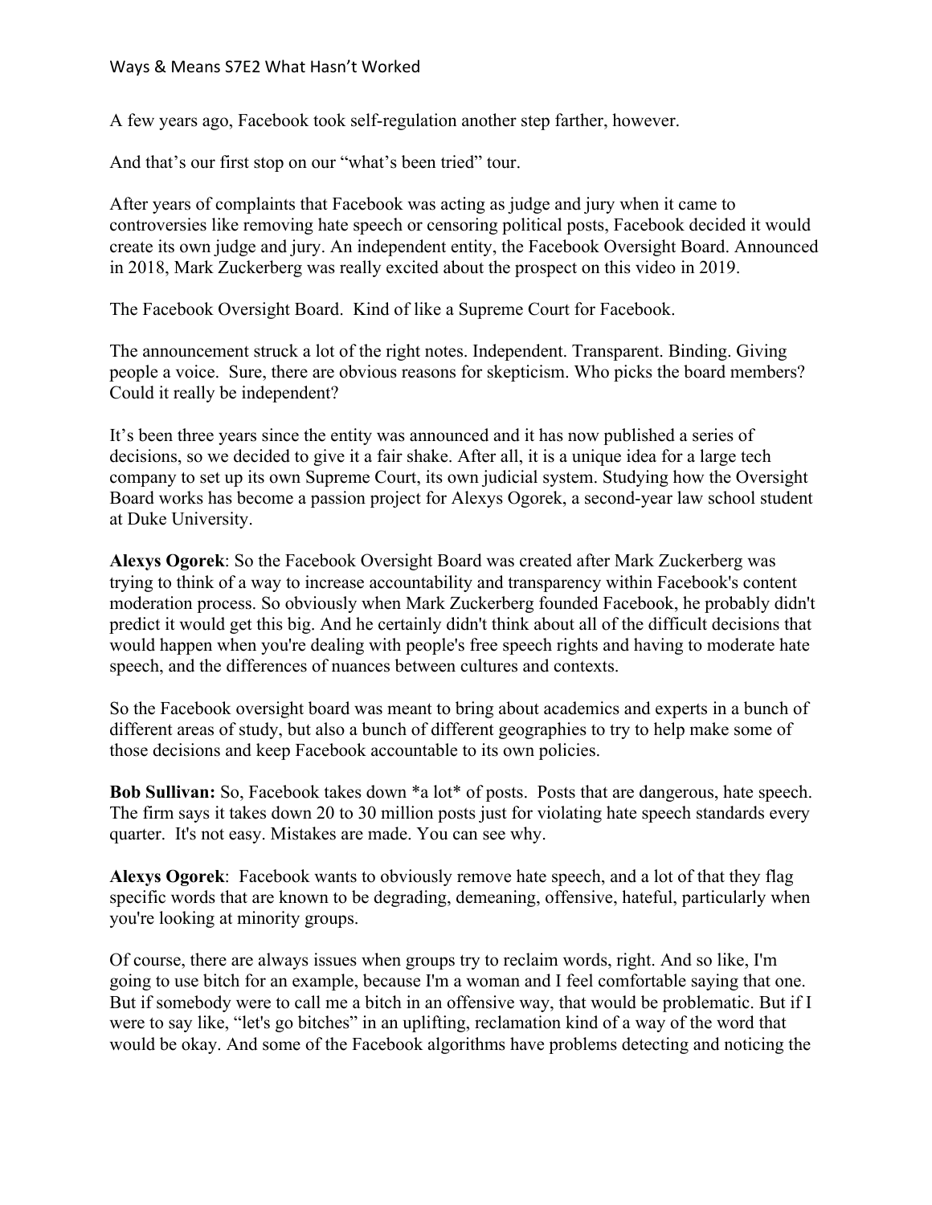A few years ago, Facebook took self-regulation another step farther, however.

And that's our first stop on our "what's been tried" tour.

After years of complaints that Facebook was acting as judge and jury when it came to controversies like removing hate speech or censoring political posts, Facebook decided it would create its own judge and jury. An independent entity, the Facebook Oversight Board. Announced in 2018, Mark Zuckerberg was really excited about the prospect on this video in 2019.

The Facebook Oversight Board. Kind of like a Supreme Court for Facebook.

The announcement struck a lot of the right notes. Independent. Transparent. Binding. Giving people a voice. Sure, there are obvious reasons for skepticism. Who picks the board members? Could it really be independent?

It's been three years since the entity was announced and it has now published a series of decisions, so we decided to give it a fair shake. After all, it is a unique idea for a large tech company to set up its own Supreme Court, its own judicial system. Studying how the Oversight Board works has become a passion project for Alexys Ogorek, a second-year law school student at Duke University.

**Alexys Ogorek**: So the Facebook Oversight Board was created after Mark Zuckerberg was trying to think of a way to increase accountability and transparency within Facebook's content moderation process. So obviously when Mark Zuckerberg founded Facebook, he probably didn't predict it would get this big. And he certainly didn't think about all of the difficult decisions that would happen when you're dealing with people's free speech rights and having to moderate hate speech, and the differences of nuances between cultures and contexts.

So the Facebook oversight board was meant to bring about academics and experts in a bunch of different areas of study, but also a bunch of different geographies to try to help make some of those decisions and keep Facebook accountable to its own policies.

**Bob Sullivan:** So, Facebook takes down *a lot* of posts. Posts that are dangerous, hate speech. The firm says it takes down 20 to 30 million posts just for violating hate speech standards every quarter. It's not easy. Mistakes are made. You can see why.

**Alexys Ogorek**: Facebook wants to obviously remove hate speech, and a lot of that they flag specific words that are known to be degrading, demeaning, offensive, hateful, particularly when you're looking at minority groups.

Of course, there are always issues when groups try to reclaim words, right. And so like, I'm going to use bitch for an example, because I'm a woman and I feel comfortable saying that one. But if somebody were to call me a bitch in an offensive way, that would be problematic. But if I were to say like, "let's go bitches" in an uplifting, reclamation kind of a way of the word that would be okay. And some of the Facebook algorithms have problems detecting and noticing the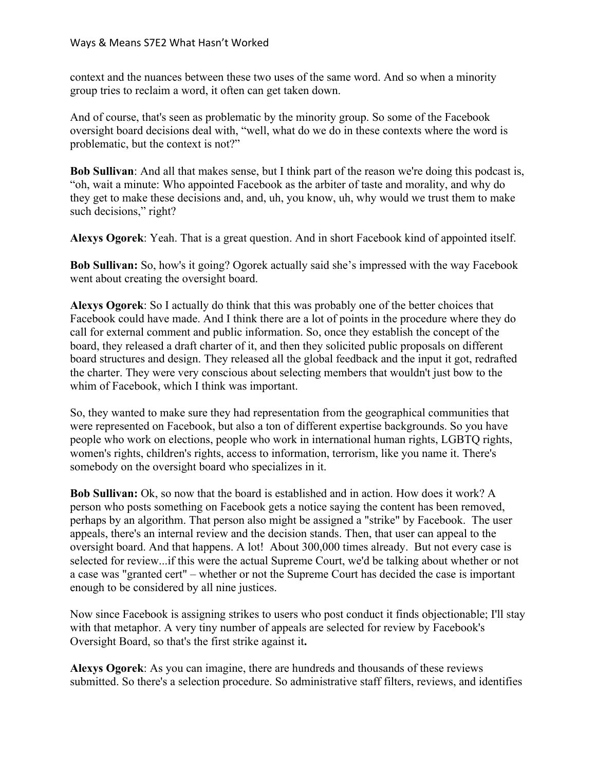context and the nuances between these two uses of the same word. And so when a minority group tries to reclaim a word, it often can get taken down.

And of course, that's seen as problematic by the minority group. So some of the Facebook oversight board decisions deal with, "well, what do we do in these contexts where the word is problematic, but the context is not?"

**Bob Sullivan**: And all that makes sense, but I think part of the reason we're doing this podcast is, "oh, wait a minute: Who appointed Facebook as the arbiter of taste and morality, and why do they get to make these decisions and, and, uh, you know, uh, why would we trust them to make such decisions," right?

**Alexys Ogorek**: Yeah. That is a great question. And in short Facebook kind of appointed itself.

**Bob Sullivan:** So, how's it going? Ogorek actually said she's impressed with the way Facebook went about creating the oversight board.

**Alexys Ogorek**: So I actually do think that this was probably one of the better choices that Facebook could have made. And I think there are a lot of points in the procedure where they do call for external comment and public information. So, once they establish the concept of the board, they released a draft charter of it, and then they solicited public proposals on different board structures and design. They released all the global feedback and the input it got, redrafted the charter. They were very conscious about selecting members that wouldn't just bow to the whim of Facebook, which I think was important.

So, they wanted to make sure they had representation from the geographical communities that were represented on Facebook, but also a ton of different expertise backgrounds. So you have people who work on elections, people who work in international human rights, LGBTQ rights, women's rights, children's rights, access to information, terrorism, like you name it. There's somebody on the oversight board who specializes in it.

**Bob Sullivan:** Ok, so now that the board is established and in action. How does it work? A person who posts something on Facebook gets a notice saying the content has been removed, perhaps by an algorithm. That person also might be assigned a "strike" by Facebook. The user appeals, there's an internal review and the decision stands. Then, that user can appeal to the oversight board. And that happens. A lot! About 300,000 times already. But not every case is selected for review...if this were the actual Supreme Court, we'd be talking about whether or not a case was "granted cert" – whether or not the Supreme Court has decided the case is important enough to be considered by all nine justices.

Now since Facebook is assigning strikes to users who post conduct it finds objectionable; I'll stay with that metaphor. A very tiny number of appeals are selected for review by Facebook's Oversight Board, so that's the first strike against it**.**

**Alexys Ogorek**: As you can imagine, there are hundreds and thousands of these reviews submitted. So there's a selection procedure. So administrative staff filters, reviews, and identifies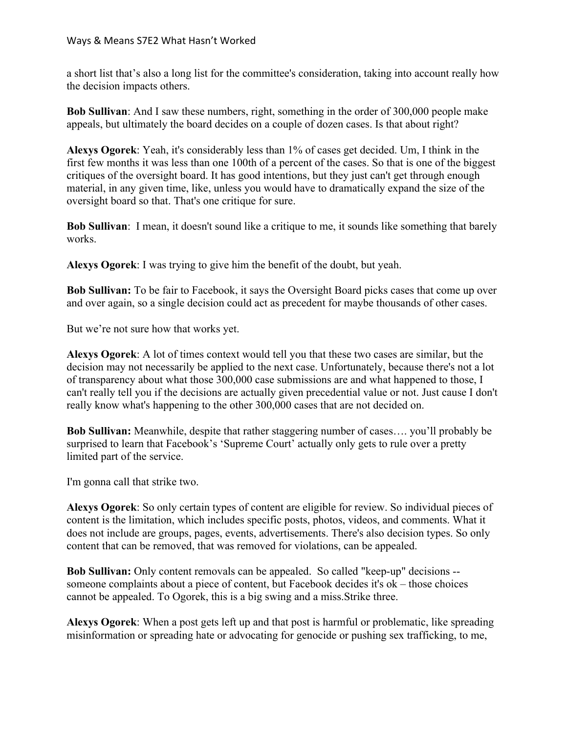a short list that's also a long list for the committee's consideration, taking into account really how the decision impacts others.

**Bob Sullivan**: And I saw these numbers, right, something in the order of 300,000 people make appeals, but ultimately the board decides on a couple of dozen cases. Is that about right?

**Alexys Ogorek**: Yeah, it's considerably less than 1% of cases get decided. Um, I think in the first few months it was less than one 100th of a percent of the cases. So that is one of the biggest critiques of the oversight board. It has good intentions, but they just can't get through enough material, in any given time, like, unless you would have to dramatically expand the size of the oversight board so that. That's one critique for sure.

**Bob Sullivan**: I mean, it doesn't sound like a critique to me, it sounds like something that barely works.

**Alexys Ogorek**: I was trying to give him the benefit of the doubt, but yeah.

**Bob Sullivan:** To be fair to Facebook, it says the Oversight Board picks cases that come up over and over again, so a single decision could act as precedent for maybe thousands of other cases.

But we're not sure how that works yet.

**Alexys Ogorek**: A lot of times context would tell you that these two cases are similar, but the decision may not necessarily be applied to the next case. Unfortunately, because there's not a lot of transparency about what those 300,000 case submissions are and what happened to those, I can't really tell you if the decisions are actually given precedential value or not. Just cause I don't really know what's happening to the other 300,000 cases that are not decided on.

**Bob Sullivan:** Meanwhile, despite that rather staggering number of cases…. you'll probably be surprised to learn that Facebook's 'Supreme Court' actually only gets to rule over a pretty limited part of the service.

I'm gonna call that strike two.

**Alexys Ogorek**: So only certain types of content are eligible for review. So individual pieces of content is the limitation, which includes specific posts, photos, videos, and comments. What it does not include are groups, pages, events, advertisements. There's also decision types. So only content that can be removed, that was removed for violations, can be appealed.

**Bob Sullivan:** Only content removals can be appealed. So called "keep-up" decisions -- someone complaints about a piece of content, but Facebook decides it's ok – those choices cannot be appealed. To Ogorek, this is a big swing and a miss.Strike three.

**Alexys Ogorek**: When a post gets left up and that post is harmful or problematic, like spreading misinformation or spreading hate or advocating for genocide or pushing sex trafficking, to me,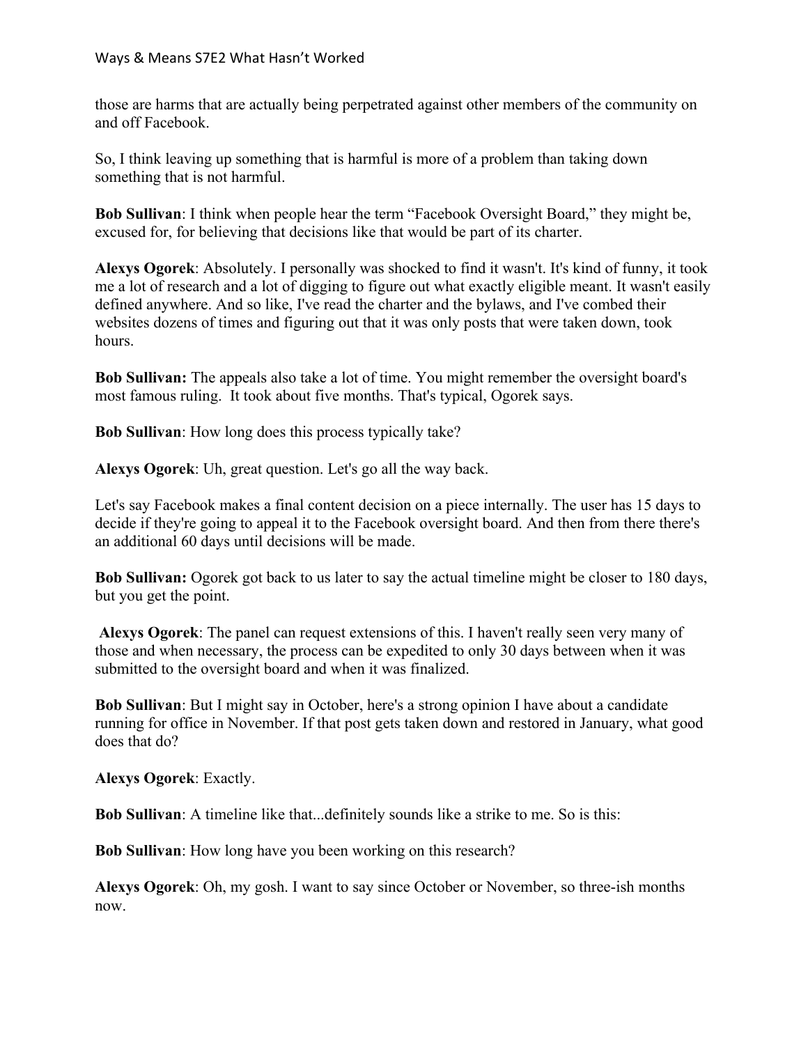those are harms that are actually being perpetrated against other members of the community on and off Facebook.

So, I think leaving up something that is harmful is more of a problem than taking down something that is not harmful.

**Bob Sullivan**: I think when people hear the term "Facebook Oversight Board," they might be, excused for, for believing that decisions like that would be part of its charter.

**Alexys Ogorek**: Absolutely. I personally was shocked to find it wasn't. It's kind of funny, it took me a lot of research and a lot of digging to figure out what exactly eligible meant. It wasn't easily defined anywhere. And so like, I've read the charter and the bylaws, and I've combed their websites dozens of times and figuring out that it was only posts that were taken down, took hours.

**Bob Sullivan:** The appeals also take a lot of time. You might remember the oversight board's most famous ruling. It took about five months. That's typical, Ogorek says.

**Bob Sullivan**: How long does this process typically take?

**Alexys Ogorek**: Uh, great question. Let's go all the way back.

Let's say Facebook makes a final content decision on a piece internally. The user has 15 days to decide if they're going to appeal it to the Facebook oversight board. And then from there there's an additional 60 days until decisions will be made.

**Bob Sullivan:** Ogorek got back to us later to say the actual timeline might be closer to 180 days, but you get the point.

**Alexys Ogorek**: The panel can request extensions of this. I haven't really seen very many of those and when necessary, the process can be expedited to only 30 days between when it was submitted to the oversight board and when it was finalized.

**Bob Sullivan**: But I might say in October, here's a strong opinion I have about a candidate running for office in November. If that post gets taken down and restored in January, what good does that do?

**Alexys Ogorek**: Exactly.

**Bob Sullivan**: A timeline like that...definitely sounds like a strike to me. So is this:

**Bob Sullivan**: How long have you been working on this research?

**Alexys Ogorek**: Oh, my gosh. I want to say since October or November, so three-ish months now.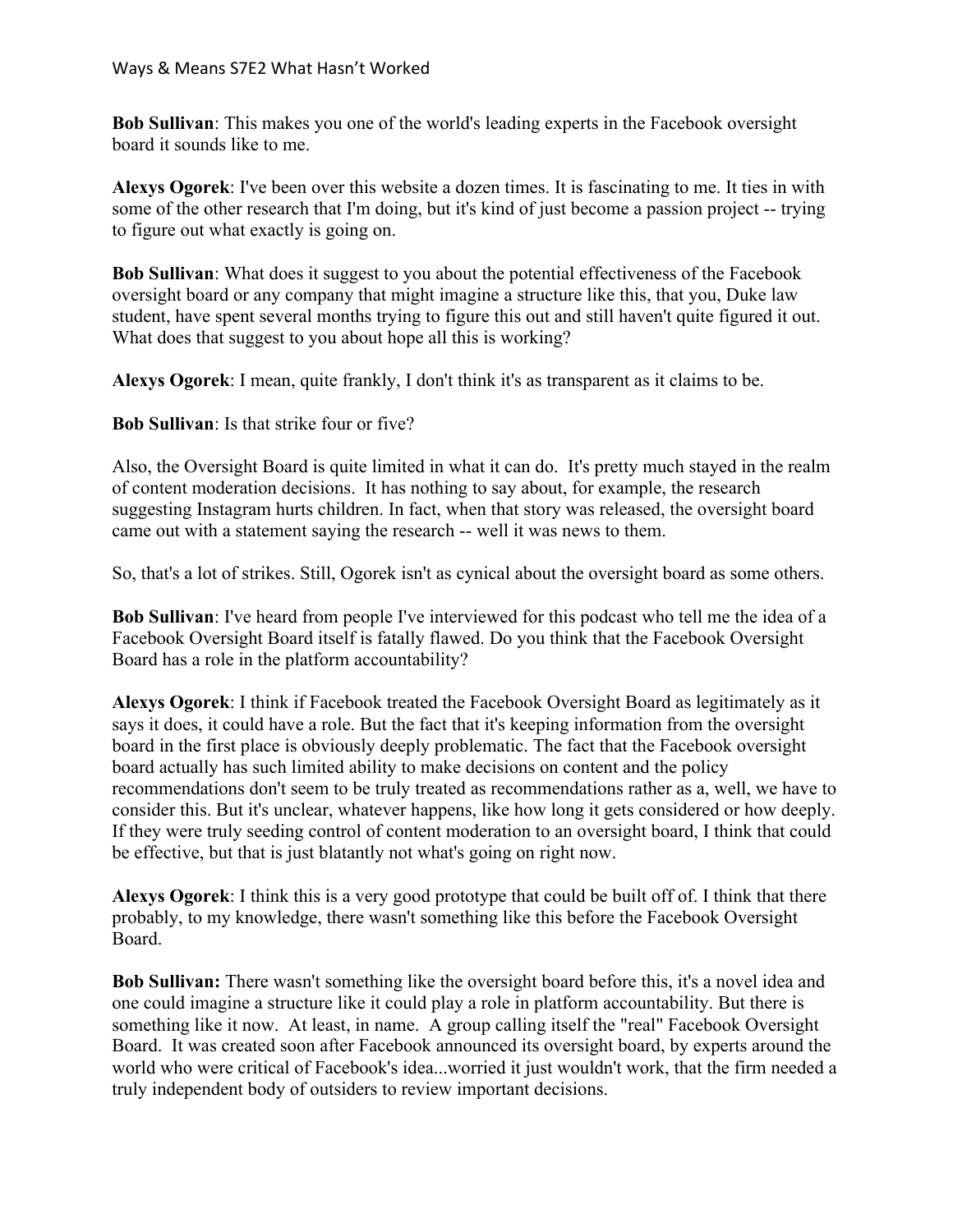**Bob Sullivan**: This makes you one of the world's leading experts in the Facebook oversight board it sounds like to me.

**Alexys Ogorek**: I've been over this website a dozen times. It is fascinating to me. It ties in with some of the other research that I'm doing, but it's kind of just become a passion project -- trying to figure out what exactly is going on.

**Bob Sullivan**: What does it suggest to you about the potential effectiveness of the Facebook oversight board or any company that might imagine a structure like this, that you, Duke law student, have spent several months trying to figure this out and still haven't quite figured it out. What does that suggest to you about hope all this is working?

**Alexys Ogorek**: I mean, quite frankly, I don't think it's as transparent as it claims to be.

**Bob Sullivan**: Is that strike four or five?

Also, the Oversight Board is quite limited in what it can do. It's pretty much stayed in the realm of content moderation decisions. It has nothing to say about, for example, the research suggesting Instagram hurts children. In fact, when that story was released, the oversight board came out with a statement saying the research -- well it was news to them.

So, that's a lot of strikes. Still, Ogorek isn't as cynical about the oversight board as some others.

**Bob Sullivan**: I've heard from people I've interviewed for this podcast who tell me the idea of a Facebook Oversight Board itself is fatally flawed. Do you think that the Facebook Oversight Board has a role in the platform accountability?

**Alexys Ogorek**: I think if Facebook treated the Facebook Oversight Board as legitimately as it says it does, it could have a role. But the fact that it's keeping information from the oversight board in the first place is obviously deeply problematic. The fact that the Facebook oversight board actually has such limited ability to make decisions on content and the policy recommendations don't seem to be truly treated as recommendations rather as a, well, we have to consider this. But it's unclear, whatever happens, like how long it gets considered or how deeply. If they were truly seeding control of content moderation to an oversight board, I think that could be effective, but that is just blatantly not what's going on right now.

**Alexys Ogorek**: I think this is a very good prototype that could be built off of. I think that there probably, to my knowledge, there wasn't something like this before the Facebook Oversight Board.

**Bob Sullivan:** There wasn't something like the oversight board before this, it's a novel idea and one could imagine a structure like it could play a role in platform accountability. But there is something like it now. At least, in name. A group calling itself the "real" Facebook Oversight Board. It was created soon after Facebook announced its oversight board, by experts around the world who were critical of Facebook's idea...worried it just wouldn't work, that the firm needed a truly independent body of outsiders to review important decisions.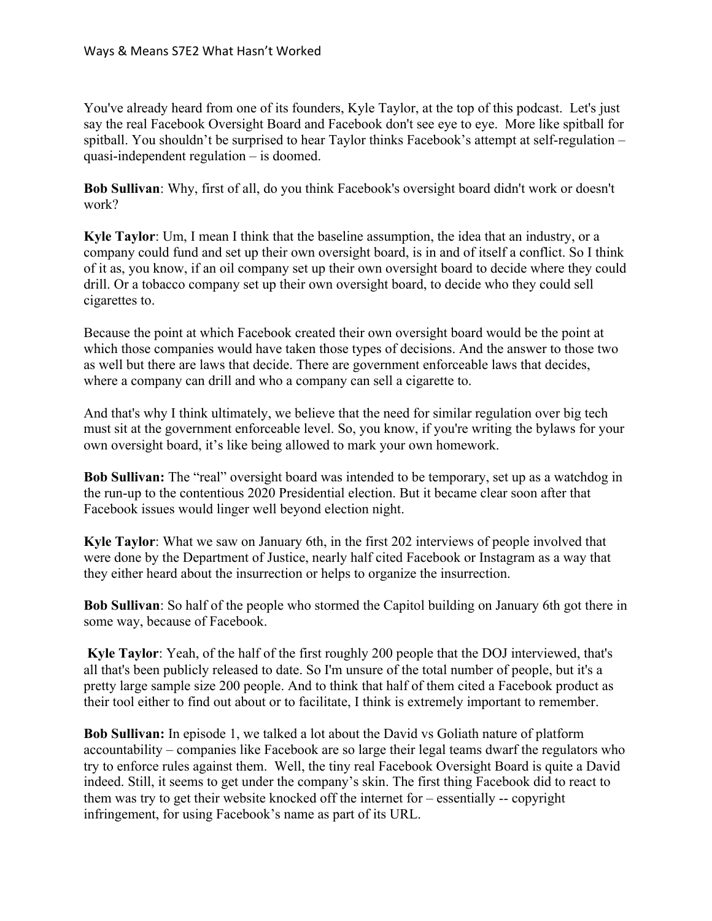You've already heard from one of its founders, Kyle Taylor, at the top of this podcast. Let's just say the real Facebook Oversight Board and Facebook don't see eye to eye. More like spitball for spitball. You shouldn't be surprised to hear Taylor thinks Facebook's attempt at self-regulation – quasi-independent regulation – is doomed.

**Bob Sullivan**: Why, first of all, do you think Facebook's oversight board didn't work or doesn't work?

**Kyle Taylor**: Um, I mean I think that the baseline assumption, the idea that an industry, or a company could fund and set up their own oversight board, is in and of itself a conflict. So I think of it as, you know, if an oil company set up their own oversight board to decide where they could drill. Or a tobacco company set up their own oversight board, to decide who they could sell cigarettes to.

Because the point at which Facebook created their own oversight board would be the point at which those companies would have taken those types of decisions. And the answer to those two as well but there are laws that decide. There are government enforceable laws that decides, where a company can drill and who a company can sell a cigarette to.

And that's why I think ultimately, we believe that the need for similar regulation over big tech must sit at the government enforceable level. So, you know, if you're writing the bylaws for your own oversight board, it's like being allowed to mark your own homework.

**Bob Sullivan:** The "real" oversight board was intended to be temporary, set up as a watchdog in the run-up to the contentious 2020 Presidential election. But it became clear soon after that Facebook issues would linger well beyond election night.

**Kyle Taylor**: What we saw on January 6th, in the first 202 interviews of people involved that were done by the Department of Justice, nearly half cited Facebook or Instagram as a way that they either heard about the insurrection or helps to organize the insurrection.

**Bob Sullivan**: So half of the people who stormed the Capitol building on January 6th got there in some way, because of Facebook.

**Kyle Taylor**: Yeah, of the half of the first roughly 200 people that the DOJ interviewed, that's all that's been publicly released to date. So I'm unsure of the total number of people, but it's a pretty large sample size 200 people. And to think that half of them cited a Facebook product as their tool either to find out about or to facilitate, I think is extremely important to remember.

**Bob Sullivan:** In episode 1, we talked a lot about the David vs Goliath nature of platform accountability – companies like Facebook are so large their legal teams dwarf the regulators who try to enforce rules against them. Well, the tiny real Facebook Oversight Board is quite a David indeed. Still, it seems to get under the company's skin. The first thing Facebook did to react to them was try to get their website knocked off the internet for – essentially -- copyright infringement, for using Facebook's name as part of its URL.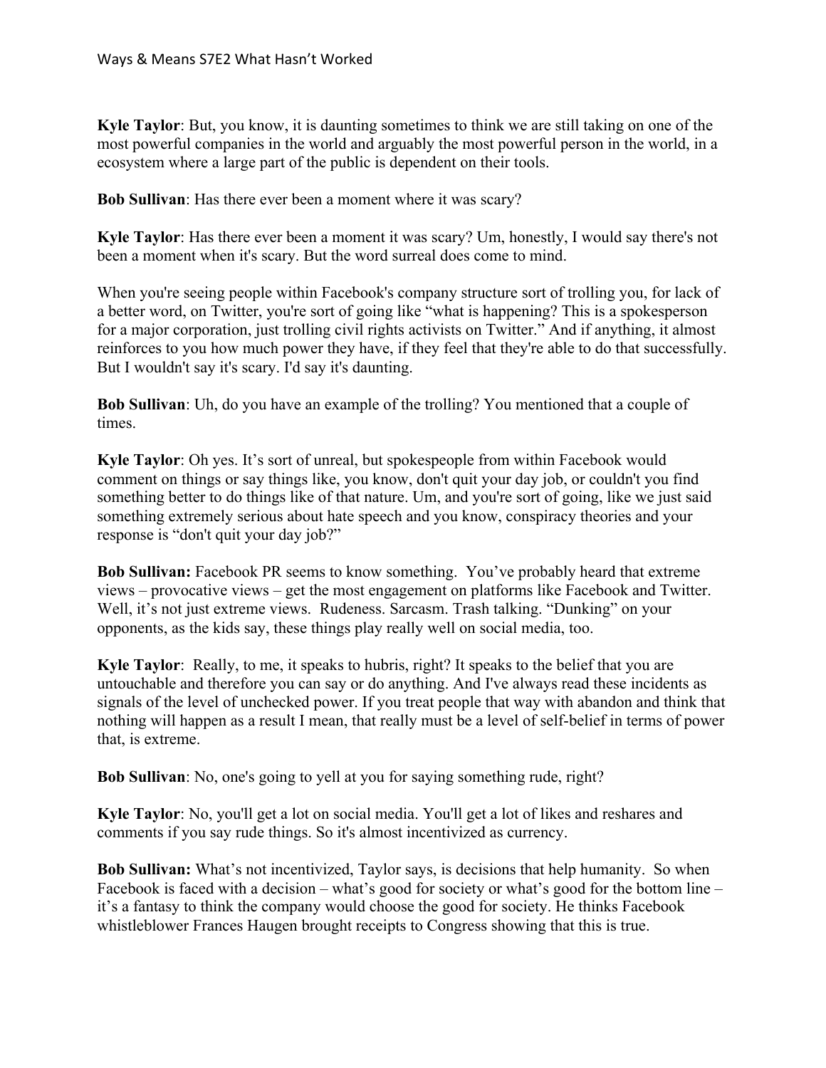**Kyle Taylor**: But, you know, it is daunting sometimes to think we are still taking on one of the most powerful companies in the world and arguably the most powerful person in the world, in a ecosystem where a large part of the public is dependent on their tools.

**Bob Sullivan**: Has there ever been a moment where it was scary?

**Kyle Taylor**: Has there ever been a moment it was scary? Um, honestly, I would say there's not been a moment when it's scary. But the word surreal does come to mind.

When you're seeing people within Facebook's company structure sort of trolling you, for lack of a better word, on Twitter, you're sort of going like "what is happening? This is a spokesperson for a major corporation, just trolling civil rights activists on Twitter." And if anything, it almost reinforces to you how much power they have, if they feel that they're able to do that successfully. But I wouldn't say it's scary. I'd say it's daunting.

**Bob Sullivan**: Uh, do you have an example of the trolling? You mentioned that a couple of times.

**Kyle Taylor**: Oh yes. It's sort of unreal, but spokespeople from within Facebook would comment on things or say things like, you know, don't quit your day job, or couldn't you find something better to do things like of that nature. Um, and you're sort of going, like we just said something extremely serious about hate speech and you know, conspiracy theories and your response is "don't quit your day job?"

**Bob Sullivan:** Facebook PR seems to know something. You've probably heard that extreme views – provocative views – get the most engagement on platforms like Facebook and Twitter. Well, it's not just extreme views. Rudeness. Sarcasm. Trash talking. "Dunking" on your opponents, as the kids say, these things play really well on social media, too.

**Kyle Taylor**: Really, to me, it speaks to hubris, right? It speaks to the belief that you are untouchable and therefore you can say or do anything. And I've always read these incidents as signals of the level of unchecked power. If you treat people that way with abandon and think that nothing will happen as a result I mean, that really must be a level of self-belief in terms of power that, is extreme.

**Bob Sullivan**: No, one's going to yell at you for saying something rude, right?

**Kyle Taylor**: No, you'll get a lot on social media. You'll get a lot of likes and reshares and comments if you say rude things. So it's almost incentivized as currency.

**Bob Sullivan:** What's not incentivized, Taylor says, is decisions that help humanity. So when Facebook is faced with a decision – what's good for society or what's good for the bottom line – it's a fantasy to think the company would choose the good for society. He thinks Facebook whistleblower Frances Haugen brought receipts to Congress showing that this is true.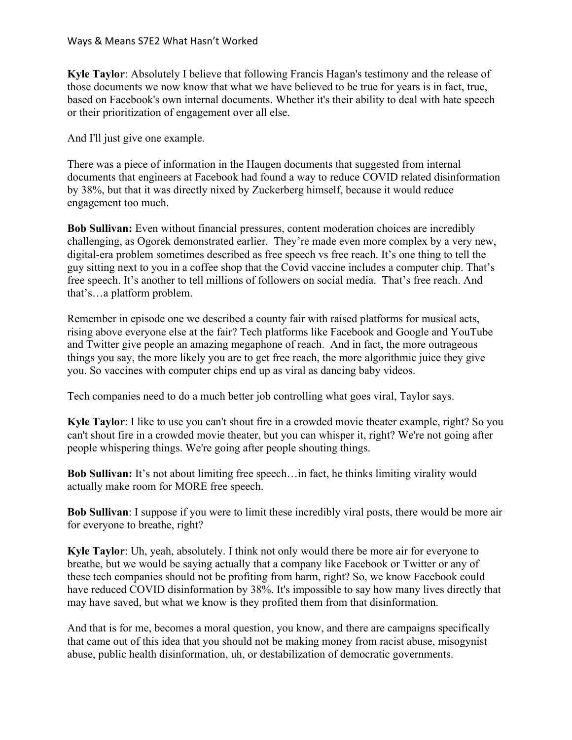**Kyle Taylor**: Absolutely I believe that following Francis Hagan's testimony and the release of those documents we now know that what we have believed to be true for years is in fact, true, based on Facebook's own internal documents. Whether it's their ability to deal with hate speech or their prioritization of engagement over all else.

And I'll just give one example.

There was a piece of information in the Haugen documents that suggested from internal documents that engineers at Facebook had found a way to reduce COVID related disinformation by 38%, but that it was directly nixed by Zuckerberg himself, because it would reduce engagement too much.

**Bob Sullivan:** Even without financial pressures, content moderation choices are incredibly challenging, as Ogorek demonstrated earlier. They're made even more complex by a very new, digital-era problem sometimes described as free speech vs free reach. It's one thing to tell the guy sitting next to you in a coffee shop that the Covid vaccine includes a computer chip. That's free speech. It's another to tell millions of followers on social media. That's free reach. And that's…a platform problem.

Remember in episode one we described a county fair with raised platforms for musical acts, rising above everyone else at the fair? Tech platforms like Facebook and Google and YouTube and Twitter give people an amazing megaphone of reach. And in fact, the more outrageous things you say, the more likely you are to get free reach, the more algorithmic juice they give you. So vaccines with computer chips end up as viral as dancing baby videos.

Tech companies need to do a much better job controlling what goes viral, Taylor says.

**Kyle Taylor**: I like to use you can't shout fire in a crowded movie theater example, right? So you can't shout fire in a crowded movie theater, but you can whisper it, right? We're not going after people whispering things. We're going after people shouting things.

**Bob Sullivan:** It's not about limiting free speech…in fact, he thinks limiting virality would actually make room for MORE free speech.

**Bob Sullivan**: I suppose if you were to limit these incredibly viral posts, there would be more air for everyone to breathe, right?

**Kyle Taylor**: Uh, yeah, absolutely. I think not only would there be more air for everyone to breathe, but we would be saying actually that a company like Facebook or Twitter or any of these tech companies should not be profiting from harm, right? So, we know Facebook could have reduced COVID disinformation by 38%. It's impossible to say how many lives directly that may have saved, but what we know is they profited them from that disinformation.

And that is for me, becomes a moral question, you know, and there are campaigns specifically that came out of this idea that you should not be making money from racist abuse, misogynist abuse, public health disinformation, uh, or destabilization of democratic governments.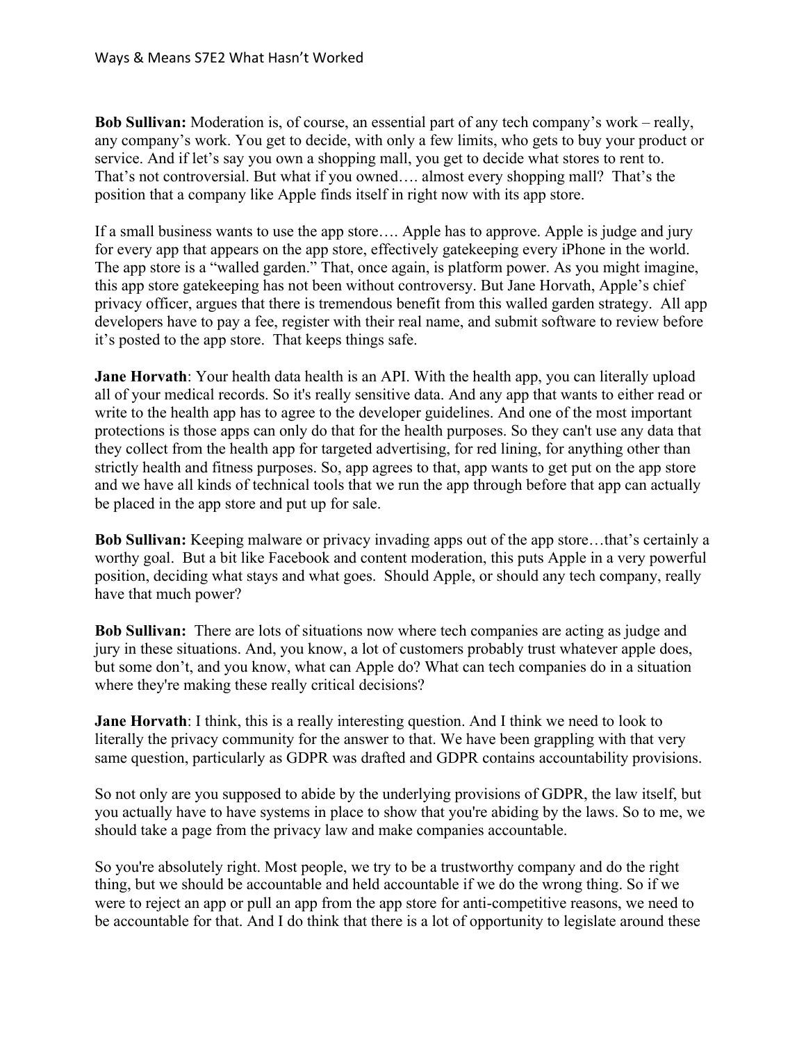**Bob Sullivan:** Moderation is, of course, an essential part of any tech company's work – really, any company's work. You get to decide, with only a few limits, who gets to buy your product or service. And if let's say you own a shopping mall, you get to decide what stores to rent to. That's not controversial. But what if you owned…. almost every shopping mall? That's the position that a company like Apple finds itself in right now with its app store.

If a small business wants to use the app store…. Apple has to approve. Apple is judge and jury for every app that appears on the app store, effectively gatekeeping every iPhone in the world. The app store is a "walled garden." That, once again, is platform power. As you might imagine, this app store gatekeeping has not been without controversy. But Jane Horvath, Apple's chief privacy officer, argues that there is tremendous benefit from this walled garden strategy. All app developers have to pay a fee, register with their real name, and submit software to review before it's posted to the app store. That keeps things safe.

**Jane Horvath**: Your health data health is an API. With the health app, you can literally upload all of your medical records. So it's really sensitive data. And any app that wants to either read or write to the health app has to agree to the developer guidelines. And one of the most important protections is those apps can only do that for the health purposes. So they can't use any data that they collect from the health app for targeted advertising, for red lining, for anything other than strictly health and fitness purposes. So, app agrees to that, app wants to get put on the app store and we have all kinds of technical tools that we run the app through before that app can actually be placed in the app store and put up for sale.

**Bob Sullivan:** Keeping malware or privacy invading apps out of the app store…that's certainly a worthy goal. But a bit like Facebook and content moderation, this puts Apple in a very powerful position, deciding what stays and what goes. Should Apple, or should any tech company, really have that much power?

**Bob Sullivan:** There are lots of situations now where tech companies are acting as judge and jury in these situations. And, you know, a lot of customers probably trust whatever apple does, but some don't, and you know, what can Apple do? What can tech companies do in a situation where they're making these really critical decisions?

**Jane Horvath**: I think, this is a really interesting question. And I think we need to look to literally the privacy community for the answer to that. We have been grappling with that very same question, particularly as GDPR was drafted and GDPR contains accountability provisions.

So not only are you supposed to abide by the underlying provisions of GDPR, the law itself, but you actually have to have systems in place to show that you're abiding by the laws. So to me, we should take a page from the privacy law and make companies accountable.

So you're absolutely right. Most people, we try to be a trustworthy company and do the right thing, but we should be accountable and held accountable if we do the wrong thing. So if we were to reject an app or pull an app from the app store for anti-competitive reasons, we need to be accountable for that. And I do think that there is a lot of opportunity to legislate around these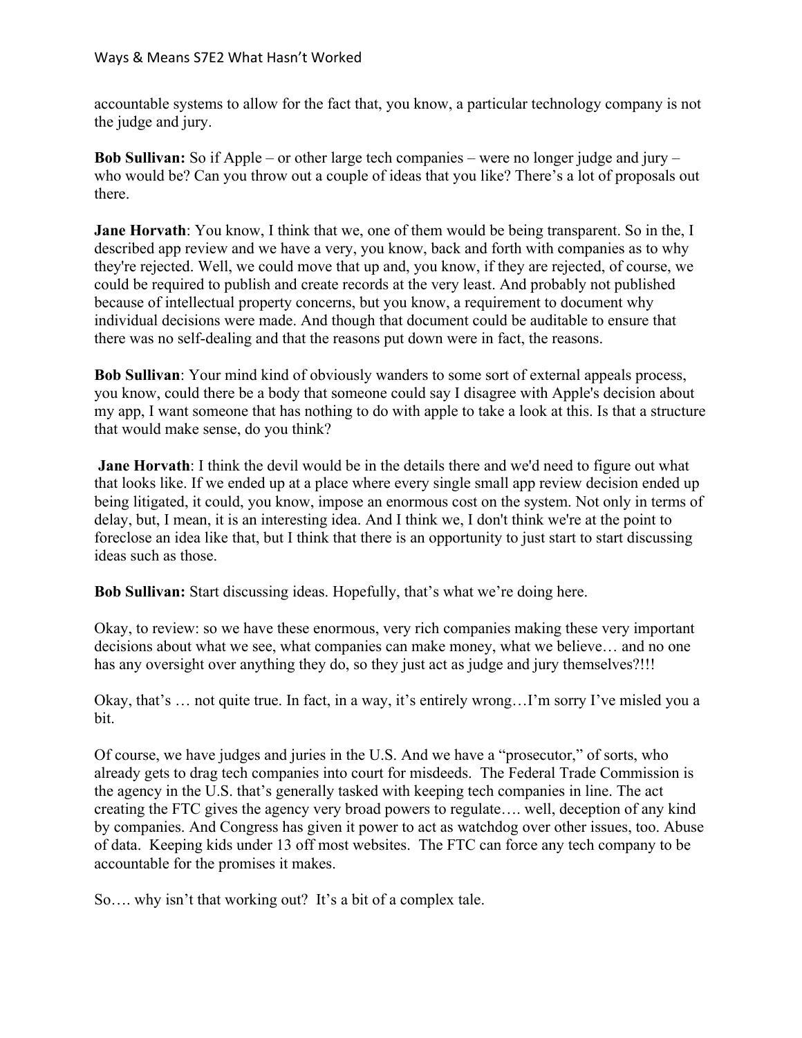accountable systems to allow for the fact that, you know, a particular technology company is not the judge and jury.

**Bob Sullivan:** So if Apple – or other large tech companies – were no longer judge and jury – who would be? Can you throw out a couple of ideas that you like? There's a lot of proposals out there.

**Jane Horvath**: You know, I think that we, one of them would be being transparent. So in the, I described app review and we have a very, you know, back and forth with companies as to why they're rejected. Well, we could move that up and, you know, if they are rejected, of course, we could be required to publish and create records at the very least. And probably not published because of intellectual property concerns, but you know, a requirement to document why individual decisions were made. And though that document could be auditable to ensure that there was no self-dealing and that the reasons put down were in fact, the reasons.

**Bob Sullivan**: Your mind kind of obviously wanders to some sort of external appeals process, you know, could there be a body that someone could say I disagree with Apple's decision about my app, I want someone that has nothing to do with apple to take a look at this. Is that a structure that would make sense, do you think?

**Jane Horvath**: I think the devil would be in the details there and we'd need to figure out what that looks like. If we ended up at a place where every single small app review decision ended up being litigated, it could, you know, impose an enormous cost on the system. Not only in terms of delay, but, I mean, it is an interesting idea. And I think we, I don't think we're at the point to foreclose an idea like that, but I think that there is an opportunity to just start to start discussing ideas such as those.

**Bob Sullivan:** Start discussing ideas. Hopefully, that's what we're doing here.

Okay, to review: so we have these enormous, very rich companies making these very important decisions about what we see, what companies can make money, what we believe… and no one has any oversight over anything they do, so they just act as judge and jury themselves?!!!

Okay, that's … not quite true. In fact, in a way, it's entirely wrong…I'm sorry I've misled you a bit.

Of course, we have judges and juries in the U.S. And we have a "prosecutor," of sorts, who already gets to drag tech companies into court for misdeeds. The Federal Trade Commission is the agency in the U.S. that's generally tasked with keeping tech companies in line. The act creating the FTC gives the agency very broad powers to regulate…. well, deception of any kind by companies. And Congress has given it power to act as watchdog over other issues, too. Abuse of data. Keeping kids under 13 off most websites. The FTC can force any tech company to be accountable for the promises it makes.

So…. why isn't that working out? It's a bit of a complex tale.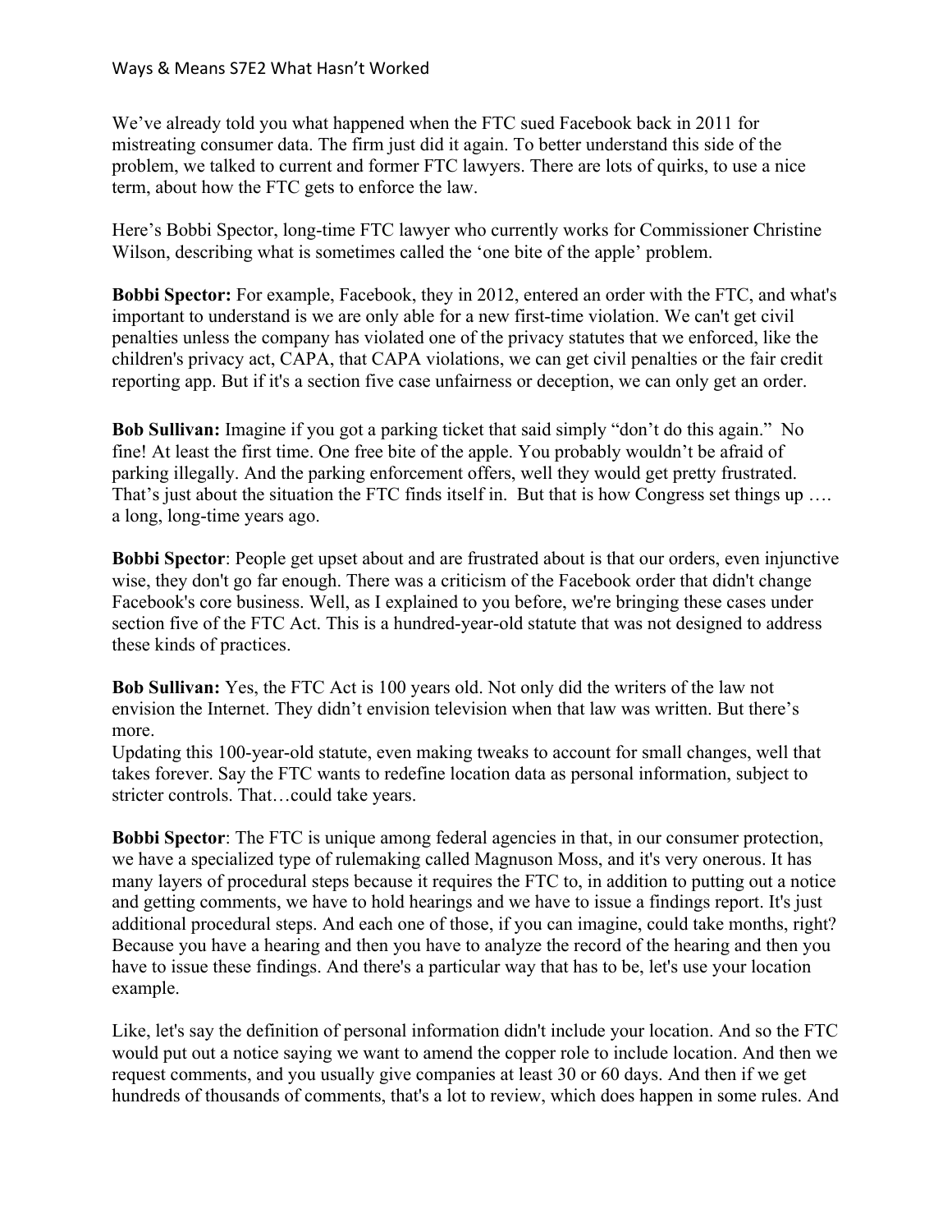We've already told you what happened when the FTC sued Facebook back in 2011 for mistreating consumer data. The firm just did it again. To better understand this side of the problem, we talked to current and former FTC lawyers. There are lots of quirks, to use a nice term, about how the FTC gets to enforce the law.

Here's Bobbi Spector, long-time FTC lawyer who currently works for Commissioner Christine Wilson, describing what is sometimes called the 'one bite of the apple' problem.

**Bobbi Spector:** For example, Facebook, they in 2012, entered an order with the FTC, and what's important to understand is we are only able for a new first-time violation. We can't get civil penalties unless the company has violated one of the privacy statutes that we enforced, like the children's privacy act, CAPA, that CAPA violations, we can get civil penalties or the fair credit reporting app. But if it's a section five case unfairness or deception, we can only get an order.

**Bob Sullivan:** Imagine if you got a parking ticket that said simply "don't do this again." No fine! At least the first time. One free bite of the apple. You probably wouldn't be afraid of parking illegally. And the parking enforcement offers, well they would get pretty frustrated. That's just about the situation the FTC finds itself in. But that is how Congress set things up …. a long, long-time years ago.

**Bobbi Spector**: People get upset about and are frustrated about is that our orders, even injunctive wise, they don't go far enough. There was a criticism of the Facebook order that didn't change Facebook's core business. Well, as I explained to you before, we're bringing these cases under section five of the FTC Act. This is a hundred-year-old statute that was not designed to address these kinds of practices.

**Bob Sullivan:** Yes, the FTC Act is 100 years old. Not only did the writers of the law not envision the Internet. They didn't envision television when that law was written. But there's more.
Updating this 100-year-old statute, even making tweaks to account for small changes, well that takes forever. Say the FTC wants to redefine location data as personal information, subject to stricter controls. That…could take years.

**Bobbi Spector**: The FTC is unique among federal agencies in that, in our consumer protection, we have a specialized type of rulemaking called Magnuson Moss, and it's very onerous. It has many layers of procedural steps because it requires the FTC to, in addition to putting out a notice and getting comments, we have to hold hearings and we have to issue a findings report. It's just additional procedural steps. And each one of those, if you can imagine, could take months, right? Because you have a hearing and then you have to analyze the record of the hearing and then you have to issue these findings. And there's a particular way that has to be, let's use your location example.

Like, let's say the definition of personal information didn't include your location. And so the FTC would put out a notice saying we want to amend the copper role to include location. And then we request comments, and you usually give companies at least 30 or 60 days. And then if we get hundreds of thousands of comments, that's a lot to review, which does happen in some rules. And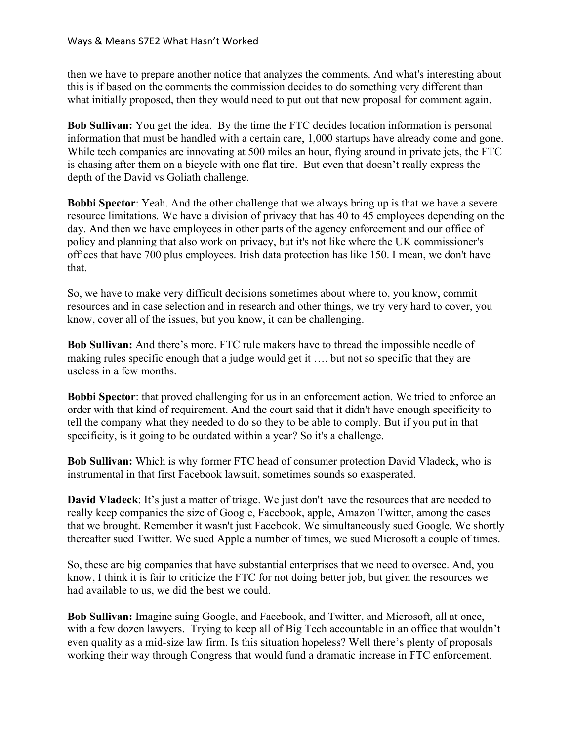then we have to prepare another notice that analyzes the comments. And what's interesting about this is if based on the comments the commission decides to do something very different than what initially proposed, then they would need to put out that new proposal for comment again.

**Bob Sullivan:** You get the idea. By the time the FTC decides location information is personal information that must be handled with a certain care, 1,000 startups have already come and gone. While tech companies are innovating at 500 miles an hour, flying around in private jets, the FTC is chasing after them on a bicycle with one flat tire. But even that doesn't really express the depth of the David vs Goliath challenge.

**Bobbi Spector**: Yeah. And the other challenge that we always bring up is that we have a severe resource limitations. We have a division of privacy that has 40 to 45 employees depending on the day. And then we have employees in other parts of the agency enforcement and our office of policy and planning that also work on privacy, but it's not like where the UK commissioner's offices that have 700 plus employees. Irish data protection has like 150. I mean, we don't have that.

So, we have to make very difficult decisions sometimes about where to, you know, commit resources and in case selection and in research and other things, we try very hard to cover, you know, cover all of the issues, but you know, it can be challenging.

**Bob Sullivan:** And there's more. FTC rule makers have to thread the impossible needle of making rules specific enough that a judge would get it …. but not so specific that they are useless in a few months.

**Bobbi Spector**: that proved challenging for us in an enforcement action. We tried to enforce an order with that kind of requirement. And the court said that it didn't have enough specificity to tell the company what they needed to do so they to be able to comply. But if you put in that specificity, is it going to be outdated within a year? So it's a challenge.

**Bob Sullivan:** Which is why former FTC head of consumer protection David Vladeck, who is instrumental in that first Facebook lawsuit, sometimes sounds so exasperated.

**David Vladeck**: It's just a matter of triage. We just don't have the resources that are needed to really keep companies the size of Google, Facebook, apple, Amazon Twitter, among the cases that we brought. Remember it wasn't just Facebook. We simultaneously sued Google. We shortly thereafter sued Twitter. We sued Apple a number of times, we sued Microsoft a couple of times.

So, these are big companies that have substantial enterprises that we need to oversee. And, you know, I think it is fair to criticize the FTC for not doing better job, but given the resources we had available to us, we did the best we could.

**Bob Sullivan:** Imagine suing Google, and Facebook, and Twitter, and Microsoft, all at once, with a few dozen lawyers. Trying to keep all of Big Tech accountable in an office that wouldn't even quality as a mid-size law firm. Is this situation hopeless? Well there's plenty of proposals working their way through Congress that would fund a dramatic increase in FTC enforcement.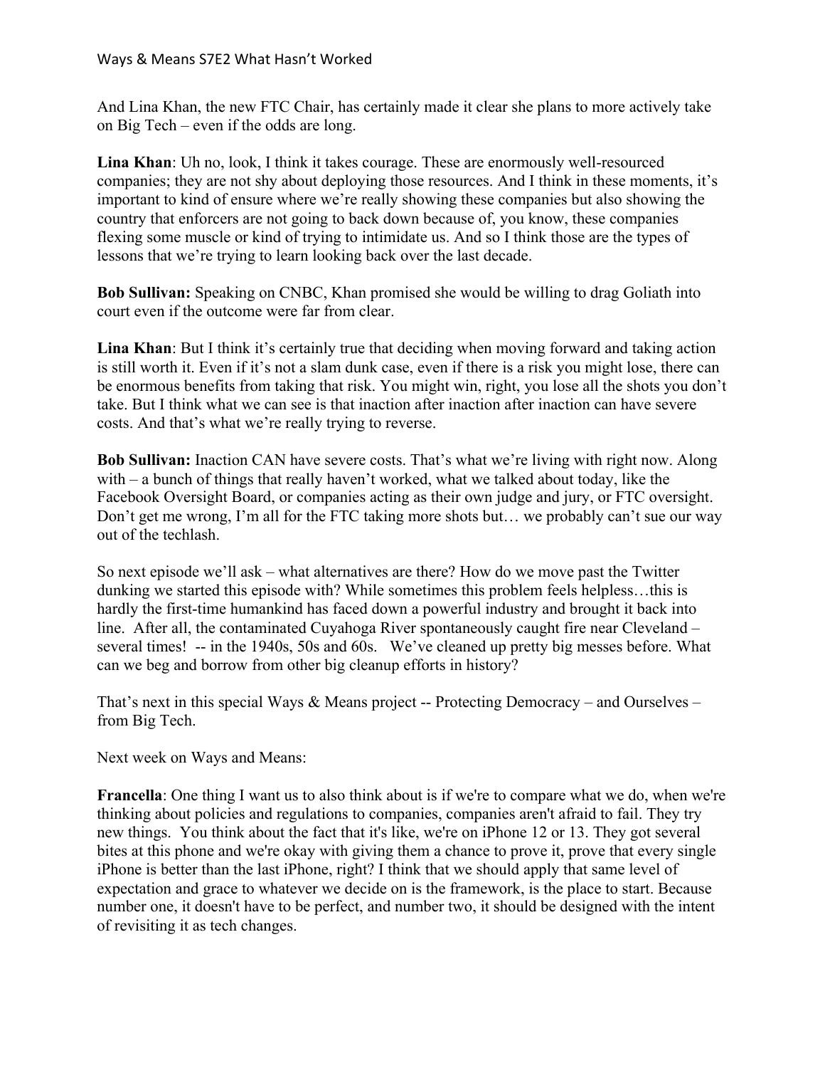And Lina Khan, the new FTC Chair, has certainly made it clear she plans to more actively take on Big Tech – even if the odds are long.

**Lina Khan**: Uh no, look, I think it takes courage. These are enormously well-resourced companies; they are not shy about deploying those resources. And I think in these moments, it's important to kind of ensure where we're really showing these companies but also showing the country that enforcers are not going to back down because of, you know, these companies flexing some muscle or kind of trying to intimidate us. And so I think those are the types of lessons that we're trying to learn looking back over the last decade.

**Bob Sullivan:** Speaking on CNBC, Khan promised she would be willing to drag Goliath into court even if the outcome were far from clear.

**Lina Khan**: But I think it's certainly true that deciding when moving forward and taking action is still worth it. Even if it's not a slam dunk case, even if there is a risk you might lose, there can be enormous benefits from taking that risk. You might win, right, you lose all the shots you don't take. But I think what we can see is that inaction after inaction after inaction can have severe costs. And that's what we're really trying to reverse.

**Bob Sullivan:** Inaction CAN have severe costs. That's what we're living with right now. Along with – a bunch of things that really haven't worked, what we talked about today, like the Facebook Oversight Board, or companies acting as their own judge and jury, or FTC oversight. Don't get me wrong, I'm all for the FTC taking more shots but… we probably can't sue our way out of the techlash.

So next episode we'll ask – what alternatives are there? How do we move past the Twitter dunking we started this episode with? While sometimes this problem feels helpless…this is hardly the first-time humankind has faced down a powerful industry and brought it back into line. After all, the contaminated Cuyahoga River spontaneously caught fire near Cleveland – several times! -- in the 1940s, 50s and 60s. We've cleaned up pretty big messes before. What can we beg and borrow from other big cleanup efforts in history?

That's next in this special Ways & Means project -- Protecting Democracy – and Ourselves – from Big Tech.

Next week on Ways and Means:

**Francella**: One thing I want us to also think about is if we're to compare what we do, when we're thinking about policies and regulations to companies, companies aren't afraid to fail. They try new things. You think about the fact that it's like, we're on iPhone 12 or 13. They got several bites at this phone and we're okay with giving them a chance to prove it, prove that every single iPhone is better than the last iPhone, right? I think that we should apply that same level of expectation and grace to whatever we decide on is the framework, is the place to start. Because number one, it doesn't have to be perfect, and number two, it should be designed with the intent of revisiting it as tech changes.